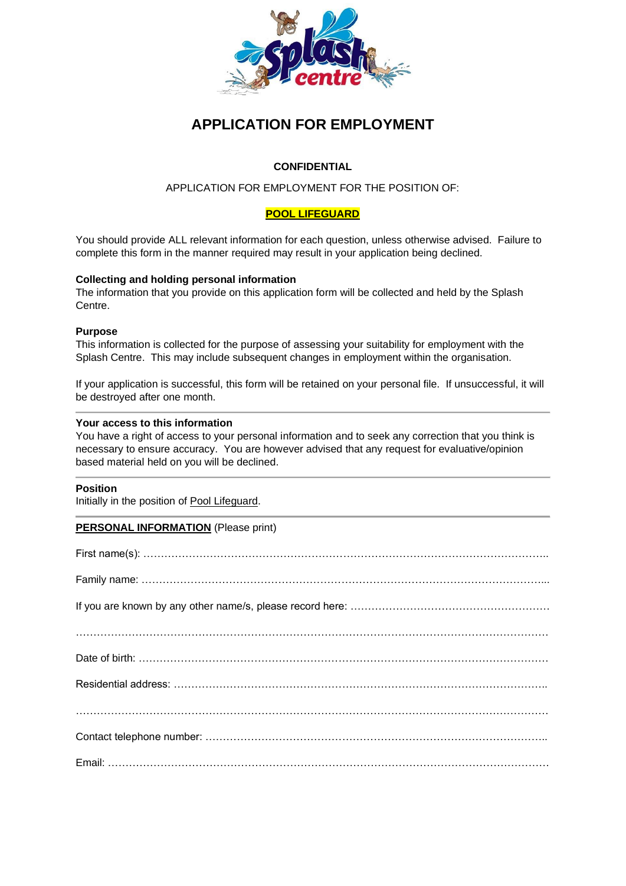# APPLICATION FOR EMPLOYMENT

**CONFIDENTIAL**

APPLICATION FOR EMPLOYMENT FOR THE POSITION OF:

**POOL LIFEGUARD**

You should provide ALL relevant information for each question, unless otherwise advised. Failure to complete this form in the manner required may result in your application being declined.

**Collecting and holding personal information**
The information that you provide on this application form will be collected and held by the Splash Centre.

**Purpose**
This information is collected for the purpose of assessing your suitability for employment with the Splash Centre. This may include subsequent changes in employment within the organisation.

If your application is successful, this form will be retained on your personal file. If unsuccessful, it will be destroyed after one month.

---

**Your access to this information**
You have a right of access to your personal information and to seek any correction that you think is necessary to ensure accuracy. You are however advised that any request for evaluative/opinion based material held on you will be declined.

---

**Position**
Initially in the position of Pool Lifeguard.

---

**PERSONAL INFORMATION** (Please print)

First name(s): …………………………………………………………………………………………………..

Family name: …………………………………………………………………………………………………...

If you are known by any other name/s, please record here: …………………………………………………

…………………………………………………………………………………………………………………

Date of birth: …………………………………………………………………………………………………

Residential address: …………………………………………………………………………………………..

…………………………………………………………………………………………………………………

Contact telephone number: ……………………………………………………………………………………..

Email: ……………………………………………………………………………………………………………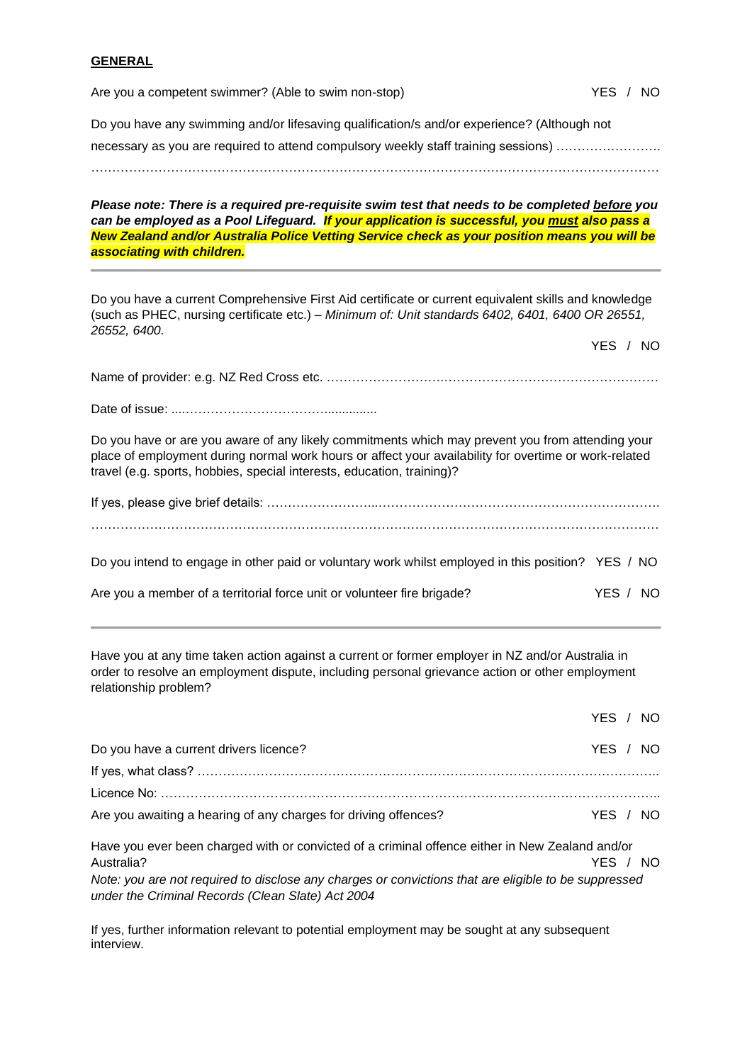**GENERAL**

Are you a competent swimmer? (Able to swim non-stop) YES / NO

Do you have any swimming and/or lifesaving qualification/s and/or experience? (Although not necessary as you are required to attend compulsory weekly staff training sessions) ……………………..

…………………………………………………………………………………………………………………

***Please note: There is a required pre-requisite swim test that needs to be completed <u>before</u> you can be employed as a Pool Lifeguard. If your application is successful, you <u>must</u> also pass a New Zealand and/or Australia Police Vetting Service check as your position means you will be associating with children.***

---

Do you have a current Comprehensive First Aid certificate or current equivalent skills and knowledge (such as PHEC, nursing certificate etc.) – *Minimum of: Unit standards 6402, 6401, 6400 OR 26551, 26552, 6400.*

YES / NO

Name of provider: e.g. NZ Red Cross etc. ……………………….……………………………………………

Date of issue: ....…………………………….............

Do you have or are you aware of any likely commitments which may prevent you from attending your place of employment during normal work hours or affect your availability for overtime or work-related travel (e.g. sports, hobbies, special interests, education, training)?

If yes, please give brief details: ……………………...……………………………………………………….

…………………………………………………………………………………………………………………

Do you intend to engage in other paid or voluntary work whilst employed in this position? YES / NO

Are you a member of a territorial force unit or volunteer fire brigade? YES / NO

---

Have you at any time taken action against a current or former employer in NZ and/or Australia in order to resolve an employment dispute, including personal grievance action or other employment relationship problem?

YES / NO

Do you have a current drivers licence? YES / NO

If yes, what class? ……………………………………………………………………………………………..

Licence No: ……………………………………………………………………………………………………..

Are you awaiting a hearing of any charges for driving offences? YES / NO

Have you ever been charged with or convicted of a criminal offence either in New Zealand and/or Australia? YES / NO

*Note: you are not required to disclose any charges or convictions that are eligible to be suppressed under the Criminal Records (Clean Slate) Act 2004*

If yes, further information relevant to potential employment may be sought at any subsequent interview.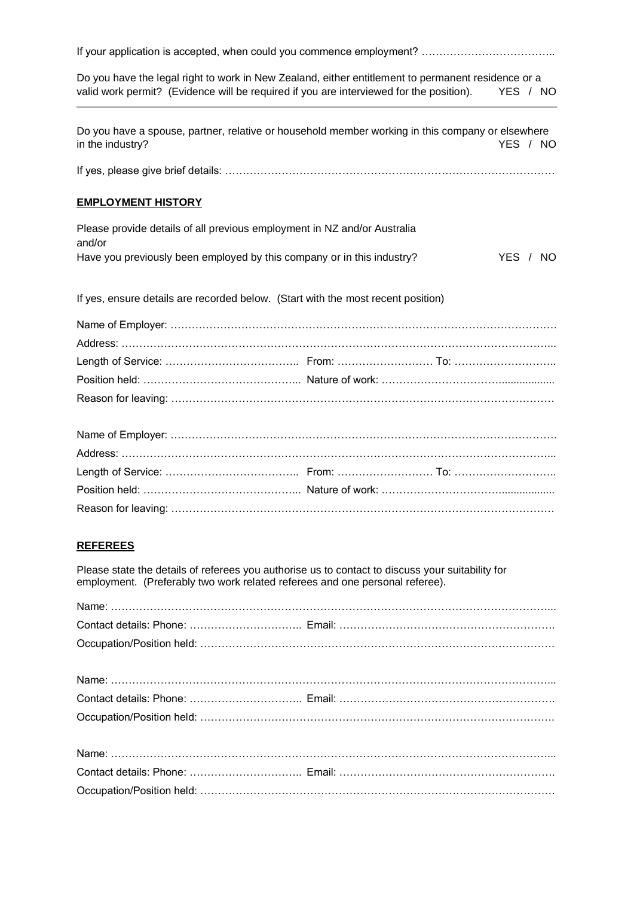If your application is accepted, when could you commence employment? ………………………………..

Do you have the legal right to work in New Zealand, either entitlement to permanent residence or a valid work permit? (Evidence will be required if you are interviewed for the position). YES / NO

---

Do you have a spouse, partner, relative or household member working in this company or elsewhere in the industry? YES / NO

If yes, please give brief details: …………………………………………………………………………………

## EMPLOYMENT HISTORY

Please provide details of all previous employment in NZ and/or Australia and/or
Have you previously been employed by this company or in this industry? YES / NO

If yes, ensure details are recorded below. (Start with the most recent position)

Name of Employer: ……………………………………………………………………………………………….
Address: ……………………………………………………………………………………………………………..
Length of Service: ……………………………….. From: ……………………… To: ………………………..
Position held: …………………………………….. Nature of work: …………………………….................
Reason for leaving: ………………………………………………………………………………………………

Name of Employer: ……………………………………………………………………………………………….
Address: ……………………………………………………………………………………………………………..
Length of Service: ……………………………….. From: ……………………… To: ………………………..
Position held: …………………………………….. Nature of work: …………………………….................
Reason for leaving: ………………………………………………………………………………………………

## REFEREES

Please state the details of referees you authorise us to contact to discuss your suitability for employment. (Preferably two work related referees and one personal referee).

Name: ……………………………………………………………………………………………………………...
Contact details: Phone: ………………………….. Email: …………………………………………………….
Occupation/Position held: ……………………………………………………………………………………….

Name: ……………………………………………………………………………………………………………...
Contact details: Phone: ………………………….. Email: …………………………………………………….
Occupation/Position held: ……………………………………………………………………………………….

Name: ……………………………………………………………………………………………………………...
Contact details: Phone: ………………………….. Email: …………………………………………………….
Occupation/Position held: ……………………………………………………………………………………….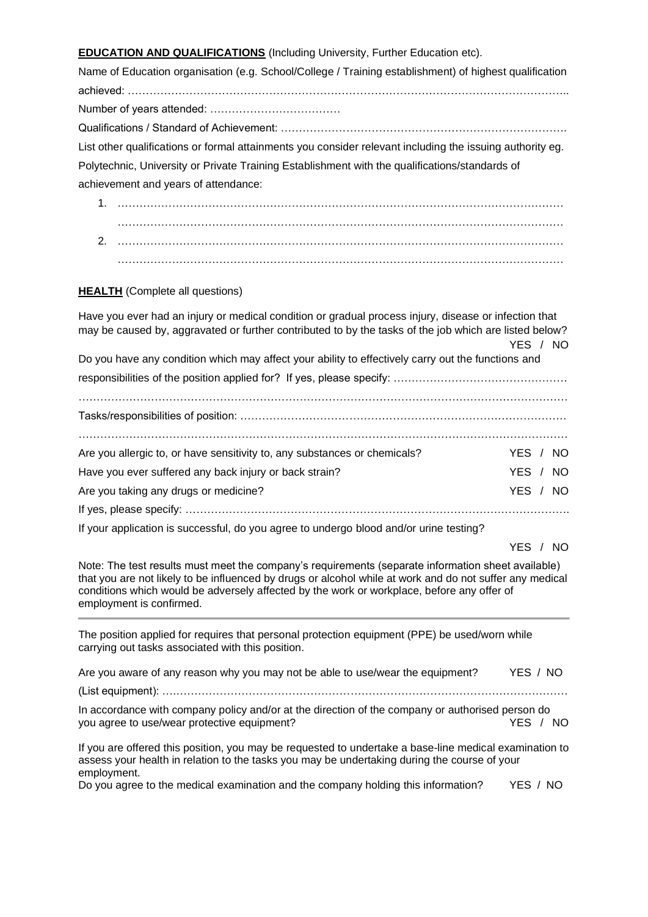**EDUCATION AND QUALIFICATIONS** (Including University, Further Education etc).

Name of Education organisation (e.g. School/College / Training establishment) of highest qualification achieved: ……………………………………………………………………………………………………..

Number of years attended: ………………………………

Qualifications / Standard of Achievement: ……………………………………………………………………

List other qualifications or formal attainments you consider relevant including the issuing authority eg. Polytechnic, University or Private Training Establishment with the qualifications/standards of achievement and years of attendance:

1. ……………………………………………………………………………………………………………
   ……………………………………………………………………………………………………………
2. ……………………………………………………………………………………………………………
   ……………………………………………………………………………………………………………

**HEALTH** (Complete all questions)

Have you ever had an injury or medical condition or gradual process injury, disease or infection that may be caused by, aggravated or further contributed to by the tasks of the job which are listed below? YES / NO

Do you have any condition which may affect your ability to effectively carry out the functions and responsibilities of the position applied for? If yes, please specify: …………………………………………

……………………………………………………………………………………………………………………

Tasks/responsibilities of position: ……………………………………………………………………………

……………………………………………………………………………………………………………………

Are you allergic to, or have sensitivity to, any substances or chemicals? YES / NO

Have you ever suffered any back injury or back strain? YES / NO

Are you taking any drugs or medicine? YES / NO

If yes, please specify: ……………………………………………………………………………………………

If your application is successful, do you agree to undergo blood and/or urine testing? YES / NO

Note: The test results must meet the company's requirements (separate information sheet available) that you are not likely to be influenced by drugs or alcohol while at work and do not suffer any medical conditions which would be adversely affected by the work or workplace, before any offer of employment is confirmed.

---

The position applied for requires that personal protection equipment (PPE) be used/worn while carrying out tasks associated with this position.

Are you aware of any reason why you may not be able to use/wear the equipment? YES / NO

(List equipment): ………………………………………………………………………………………………

In accordance with company policy and/or at the direction of the company or authorised person do you agree to use/wear protective equipment? YES / NO

If you are offered this position, you may be requested to undertake a base-line medical examination to assess your health in relation to the tasks you may be undertaking during the course of your employment.

Do you agree to the medical examination and the company holding this information? YES / NO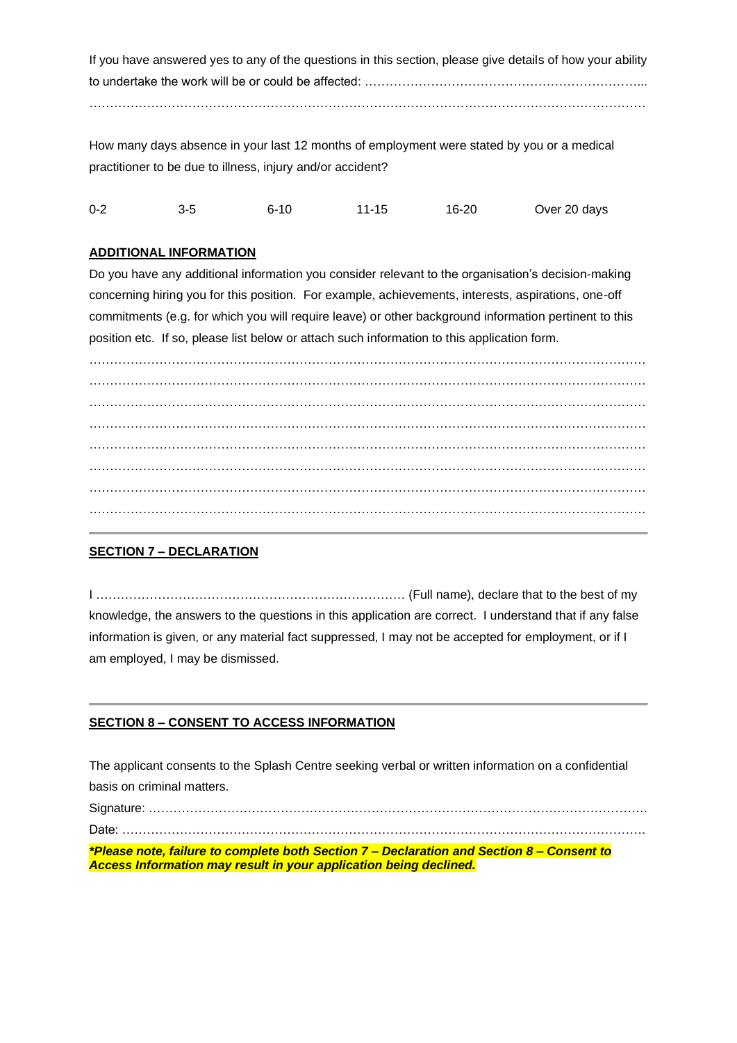If you have answered yes to any of the questions in this section, please give details of how your ability to undertake the work will be or could be affected: …………………………………………………………...

……………………………………………………………………………………………………………………………

How many days absence in your last 12 months of employment were stated by you or a medical practitioner to be due to illness, injury and/or accident?

0-2 3-5 6-10 11-15 16-20 Over 20 days

**ADDITIONAL INFORMATION**

Do you have any additional information you consider relevant to the organisation's decision-making concerning hiring you for this position. For example, achievements, interests, aspirations, one-off commitments (e.g. for which you will require leave) or other background information pertinent to this position etc. If so, please list below or attach such information to this application form.

……………………………………………………………………………………………………………………………

……………………………………………………………………………………………………………………………

……………………………………………………………………………………………………………………………

……………………………………………………………………………………………………………………………

……………………………………………………………………………………………………………………………

……………………………………………………………………………………………………………………………

……………………………………………………………………………………………………………………………

……………………………………………………………………………………………………………………………

## SECTION 7 – DECLARATION

I ………………………………………………………………… (Full name), declare that to the best of my knowledge, the answers to the questions in this application are correct. I understand that if any false information is given, or any material fact suppressed, I may not be accepted for employment, or if I am employed, I may be dismissed.

## SECTION 8 – CONSENT TO ACCESS INFORMATION

The applicant consents to the Splash Centre seeking verbal or written information on a confidential basis on criminal matters.

Signature: ………………………………………………………………………………………………………….

Date: ……………………………………………………………………………………………………………….

***\*Please note, failure to complete both Section 7 – Declaration and Section 8 – Consent to Access Information may result in your application being declined.***